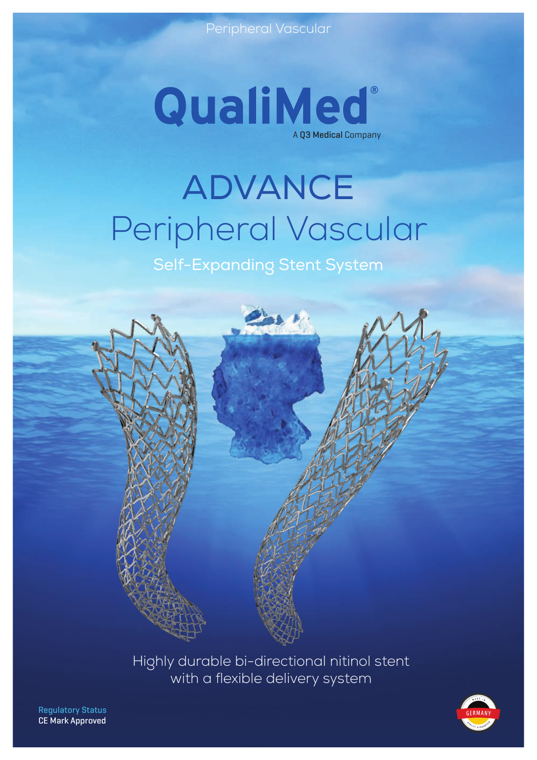Peripheral Vascular

QualiMed®

A Q3 Medical Company

# ADVANCE

## Peripheral Vascular

### Self-Expanding Stent System

Highly durable bi-directional nitinol stent
with a flexible delivery system

**Regulatory Status**
CE Mark Approved

MADE IN GERMANY QUALITY GUARANTEE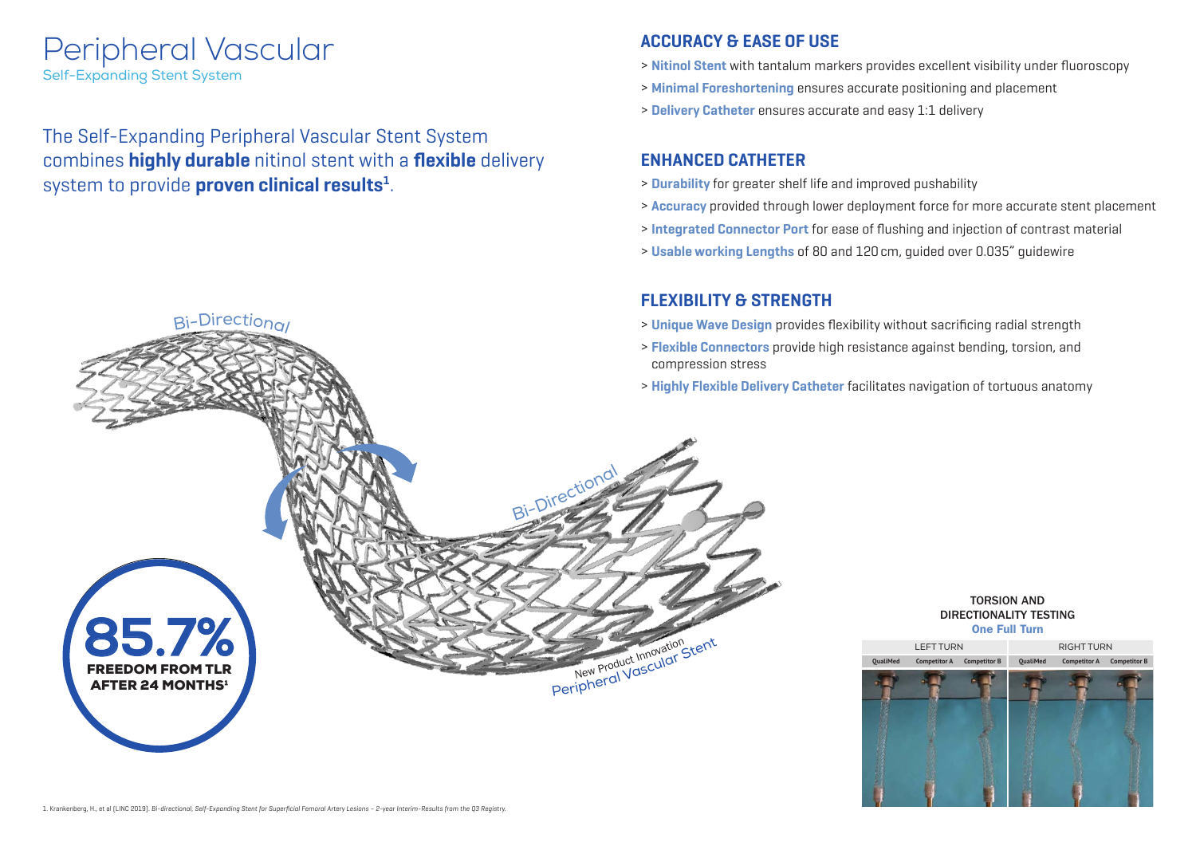# Peripheral Vascular

Self-Expanding Stent System

The Self-Expanding Peripheral Vascular Stent System combines **highly durable** nitinol stent with a **flexible** delivery system to provide **proven clinical results**[1].

Bi-Directional

Bi-Directional

New Product Innovation
Peripheral Vascular Stent

**85.7%**
**FREEDOM FROM TLR AFTER 24 MONTHS**[1]

## ACCURACY & EASE OF USE

> **Nitinol Stent** with tantalum markers provides excellent visibility under fluoroscopy
> **Minimal Foreshortening** ensures accurate positioning and placement
> **Delivery Catheter** ensures accurate and easy 1:1 delivery

## ENHANCED CATHETER

> **Durability** for greater shelf life and improved pushability
> **Accuracy** provided through lower deployment force for more accurate stent placement
> **Integrated Connector Port** for ease of flushing and injection of contrast material
> **Usable working Lengths** of 80 and 120 cm, guided over 0.035" guidewire

## FLEXIBILITY & STRENGTH

> **Unique Wave Design** provides flexibility without sacrificing radial strength
> **Flexible Connectors** provide high resistance against bending, torsion, and compression stress
> **Highly Flexible Delivery Catheter** facilitates navigation of tortuous anatomy

**TORSION AND DIRECTIONALITY TESTING**
**One Full Turn**

| LEFT TURN | | | RIGHT TURN | | |
|---|---|---|---|---|---|
| QualiMed | Competitor A | Competitor B | QualiMed | Competitor A | Competitor B |

1. Krankenberg, H., et al (LINC 2019). *Bi-directional, Self-Expanding Stent for Superficial Femoral Artery Lesions – 2-year Interim-Results from the Q3 Registry.*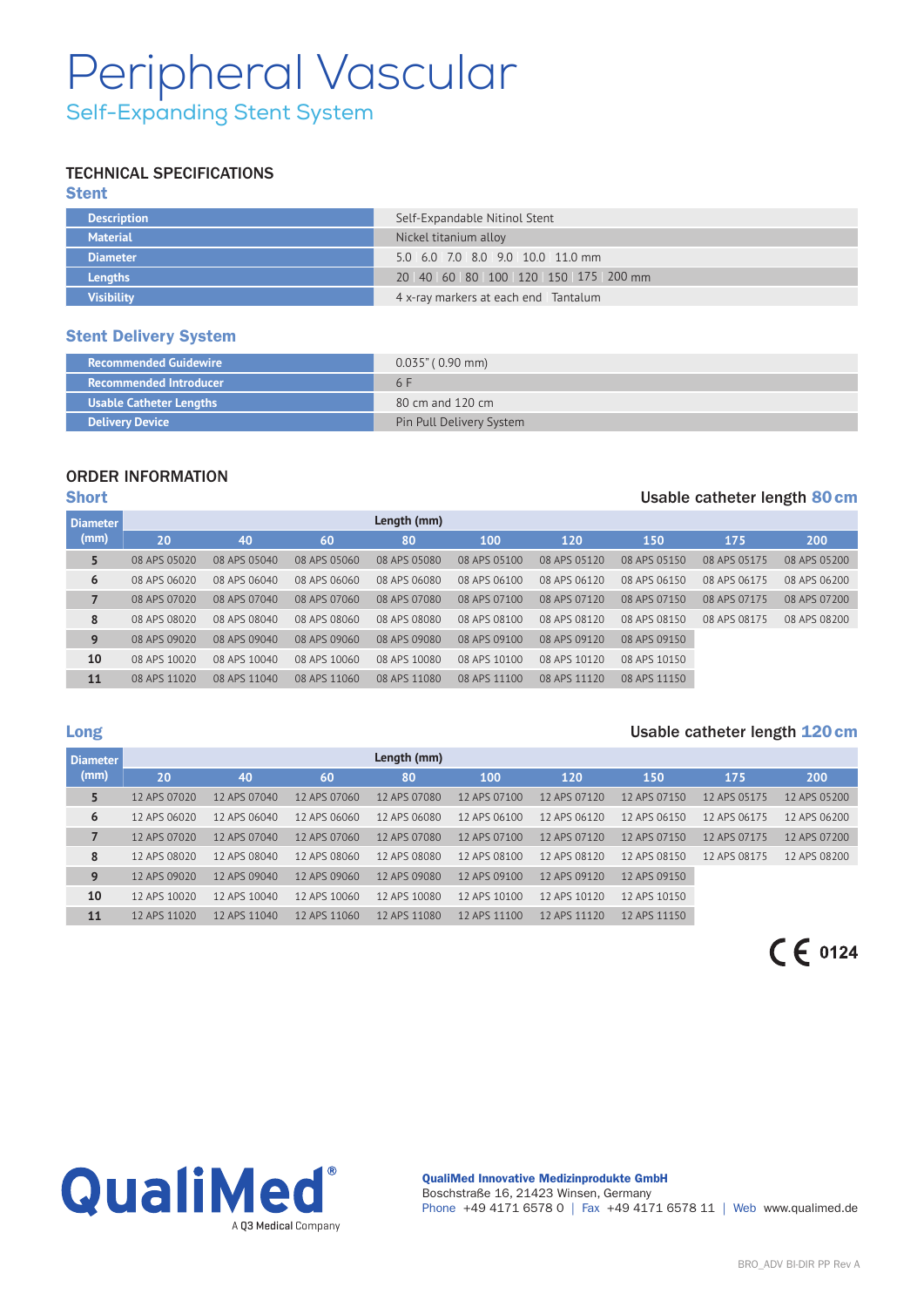# Peripheral Vascular

## Self-Expanding Stent System

### TECHNICAL SPECIFICATIONS

#### Stent

| | |
|---|---|
| **Description** | Self-Expandable Nitinol Stent |
| **Material** | Nickel titanium alloy |
| **Diameter** | 5.0 6.0 7.0 8.0 9.0 10.0 11.0 mm |
| **Lengths** | 20 40 60 80 100 120 150 175 200 mm |
| **Visibility** | 4 x-ray markers at each end Tantalum |

#### Stent Delivery System

| | |
|---|---|
| **Recommended Guidewire** | 0.035" ( 0.90 mm) |
| **Recommended Introducer** | 6 F |
| **Usable Catheter Lengths** | 80 cm and 120 cm |
| **Delivery Device** | Pin Pull Delivery System |

### ORDER INFORMATION

#### Short

Usable catheter length **80 cm**

| Diameter (mm) | Length (mm) | | | | | | | | |
|---|---|---|---|---|---|---|---|---|---|
| | 20 | 40 | 60 | 80 | 100 | 120 | 150 | 175 | 200 |
| **5** | 08 APS 05020 | 08 APS 05040 | 08 APS 05060 | 08 APS 05080 | 08 APS 05100 | 08 APS 05120 | 08 APS 05150 | 08 APS 05175 | 08 APS 05200 |
| **6** | 08 APS 06020 | 08 APS 06040 | 08 APS 06060 | 08 APS 06080 | 08 APS 06100 | 08 APS 06120 | 08 APS 06150 | 08 APS 06175 | 08 APS 06200 |
| **7** | 08 APS 07020 | 08 APS 07040 | 08 APS 07060 | 08 APS 07080 | 08 APS 07100 | 08 APS 07120 | 08 APS 07150 | 08 APS 07175 | 08 APS 07200 |
| **8** | 08 APS 08020 | 08 APS 08040 | 08 APS 08060 | 08 APS 08080 | 08 APS 08100 | 08 APS 08120 | 08 APS 08150 | 08 APS 08175 | 08 APS 08200 |
| **9** | 08 APS 09020 | 08 APS 09040 | 08 APS 09060 | 08 APS 09080 | 08 APS 09100 | 08 APS 09120 | 08 APS 09150 | | |
| **10** | 08 APS 10020 | 08 APS 10040 | 08 APS 10060 | 08 APS 10080 | 08 APS 10100 | 08 APS 10120 | 08 APS 10150 | | |
| **11** | 08 APS 11020 | 08 APS 11040 | 08 APS 11060 | 08 APS 11080 | 08 APS 11100 | 08 APS 11120 | 08 APS 11150 | | |

#### Long

Usable catheter length **120 cm**

| Diameter (mm) | Length (mm) | | | | | | | | |
|---|---|---|---|---|---|---|---|---|---|
| | 20 | 40 | 60 | 80 | 100 | 120 | 150 | 175 | 200 |
| **5** | 12 APS 07020 | 12 APS 07040 | 12 APS 07060 | 12 APS 07080 | 12 APS 07100 | 12 APS 07120 | 12 APS 07150 | 12 APS 05175 | 12 APS 05200 |
| **6** | 12 APS 06020 | 12 APS 06040 | 12 APS 06060 | 12 APS 06080 | 12 APS 06100 | 12 APS 06120 | 12 APS 06150 | 12 APS 06175 | 12 APS 06200 |
| **7** | 12 APS 07020 | 12 APS 07040 | 12 APS 07060 | 12 APS 07080 | 12 APS 07100 | 12 APS 07120 | 12 APS 07150 | 12 APS 07175 | 12 APS 07200 |
| **8** | 12 APS 08020 | 12 APS 08040 | 12 APS 08060 | 12 APS 08080 | 12 APS 08100 | 12 APS 08120 | 12 APS 08150 | 12 APS 08175 | 12 APS 08200 |
| **9** | 12 APS 09020 | 12 APS 09040 | 12 APS 09060 | 12 APS 09080 | 12 APS 09100 | 12 APS 09120 | 12 APS 09150 | | |
| **10** | 12 APS 10020 | 12 APS 10040 | 12 APS 10060 | 12 APS 10080 | 12 APS 10100 | 12 APS 10120 | 12 APS 10150 | | |
| **11** | 12 APS 11020 | 12 APS 11040 | 12 APS 11060 | 12 APS 11080 | 12 APS 11100 | 12 APS 11120 | 12 APS 11150 | | |

CE 0124

QualiMed®
A Q3 Medical Company

**QualiMed Innovative Medizinprodukte GmbH**
Boschstraße 16, 21423 Winsen, Germany
Phone +49 4171 6578 0 | Fax +49 4171 6578 11 | Web www.qualimed.de

BRO_ADV BI-DIR PP Rev A